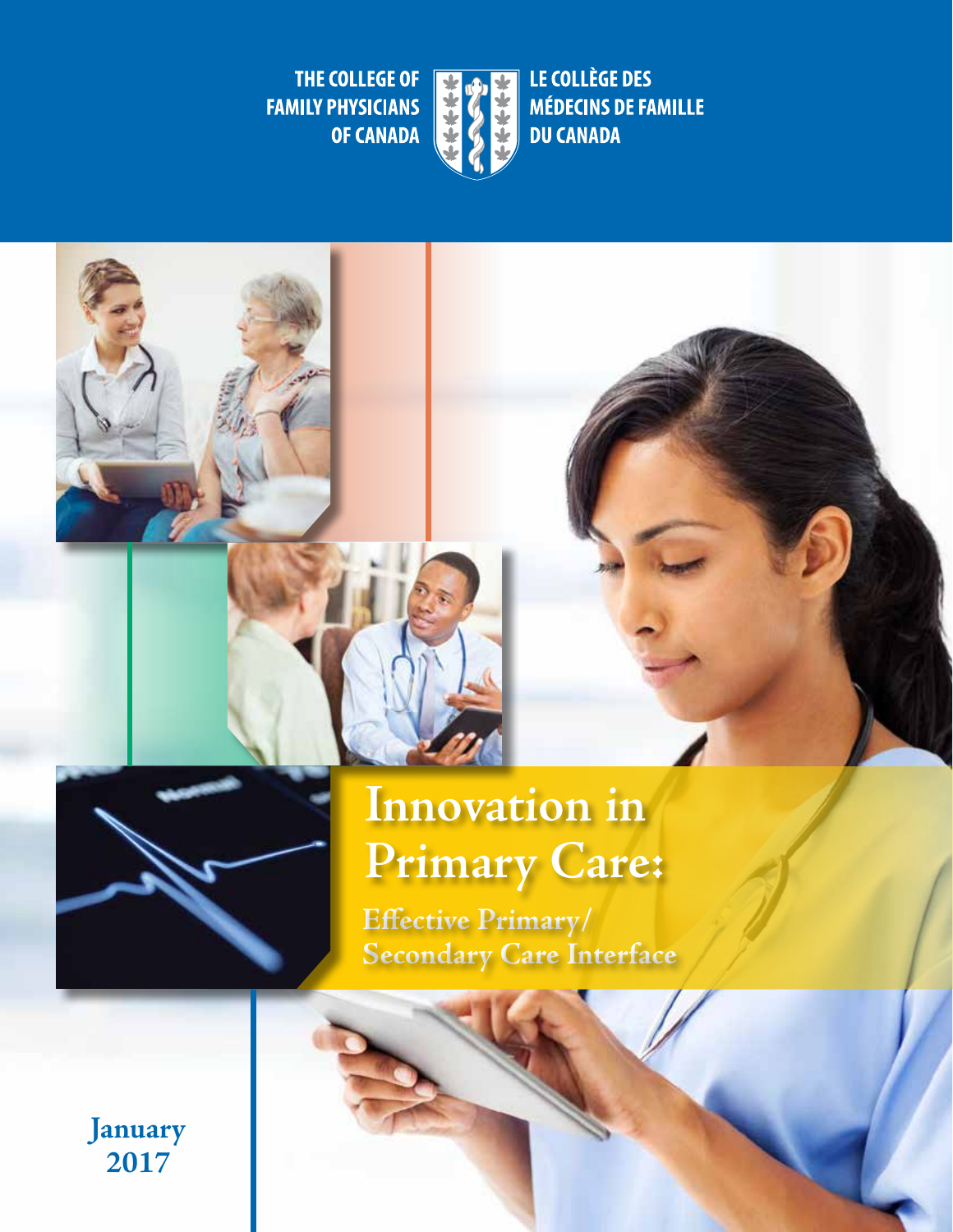THE COLLEGE OF FAMILY PHYSICIANS OF CANADA

LE COLLÈGE DES MÉDECINS DE FAMILLE DU CANADA

# Innovation in Primary Care:

## Effective Primary/ Secondary Care Interface

January 2017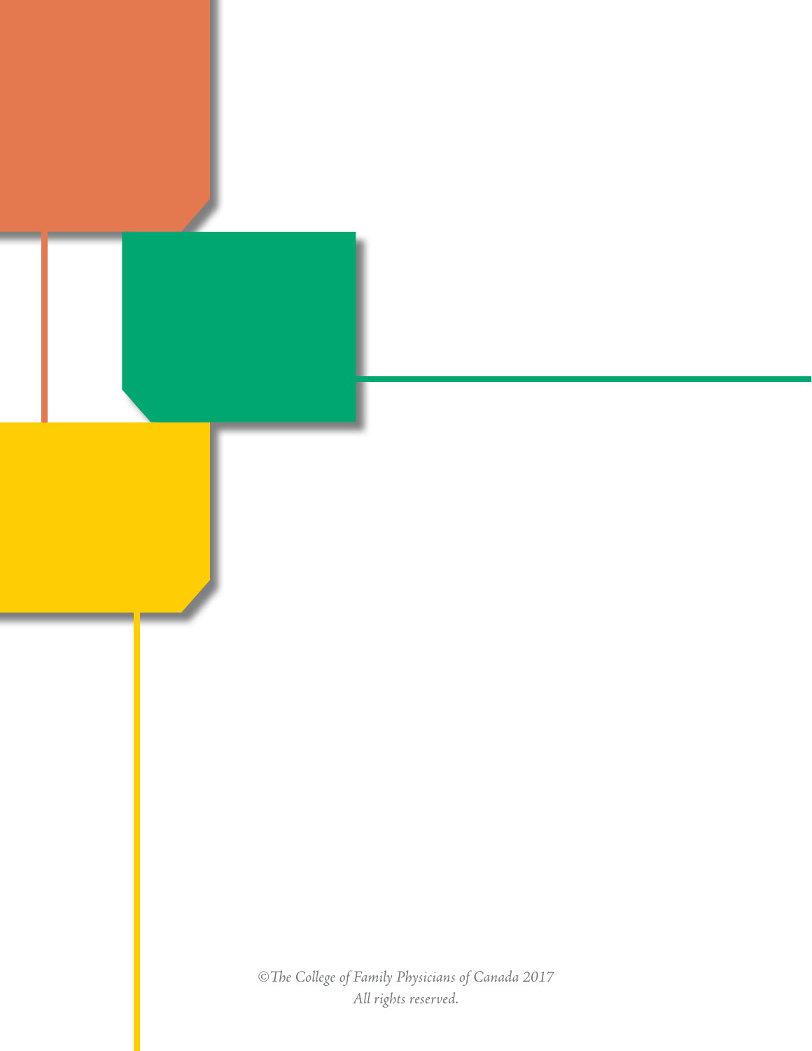*©The College of Family Physicians of Canada 2017*
*All rights reserved.*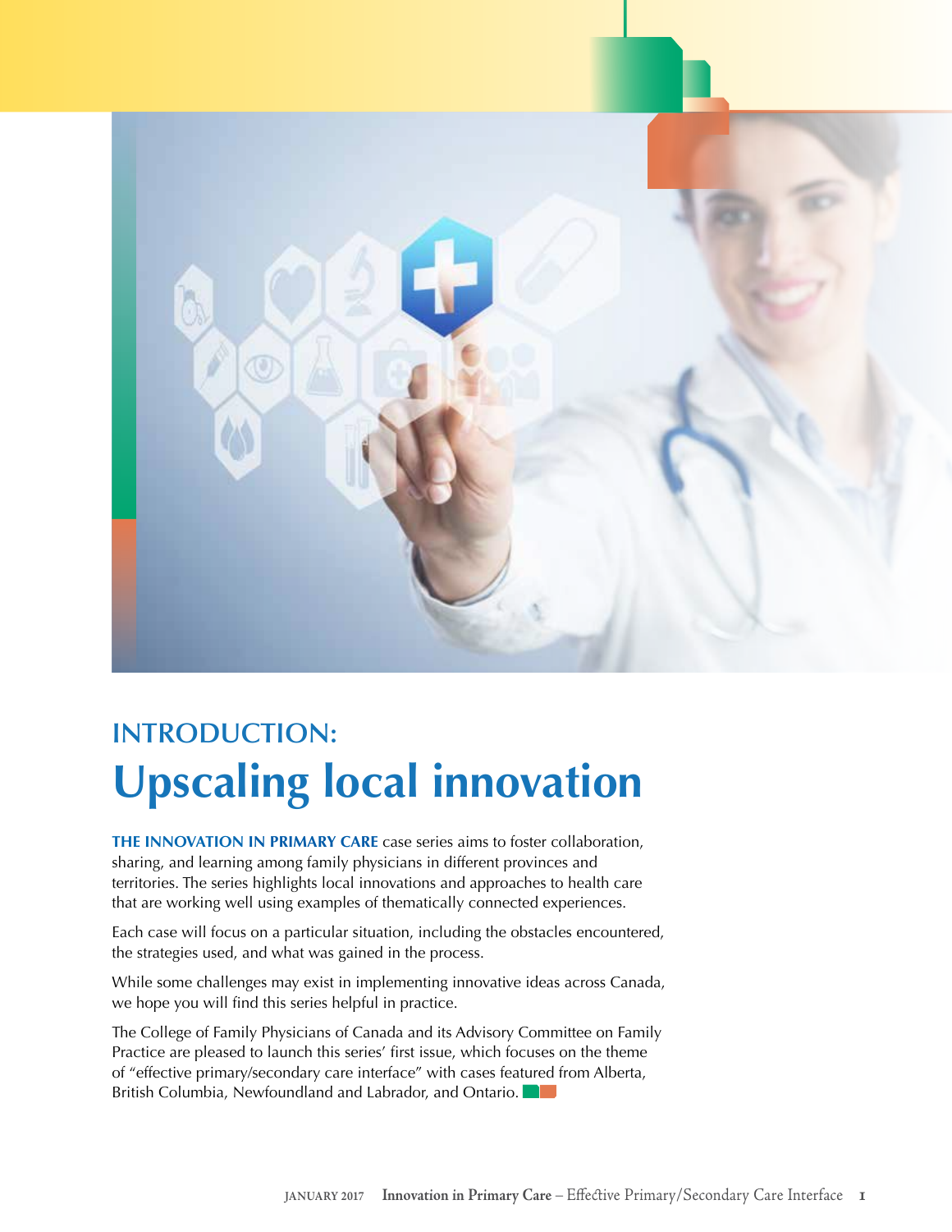## INTRODUCTION:

# Upscaling local innovation

**THE INNOVATION IN PRIMARY CARE** case series aims to foster collaboration, sharing, and learning among family physicians in different provinces and territories. The series highlights local innovations and approaches to health care that are working well using examples of thematically connected experiences.

Each case will focus on a particular situation, including the obstacles encountered, the strategies used, and what was gained in the process.

While some challenges may exist in implementing innovative ideas across Canada, we hope you will find this series helpful in practice.

The College of Family Physicians of Canada and its Advisory Committee on Family Practice are pleased to launch this series' first issue, which focuses on the theme of "effective primary/secondary care interface" with cases featured from Alberta, British Columbia, Newfoundland and Labrador, and Ontario.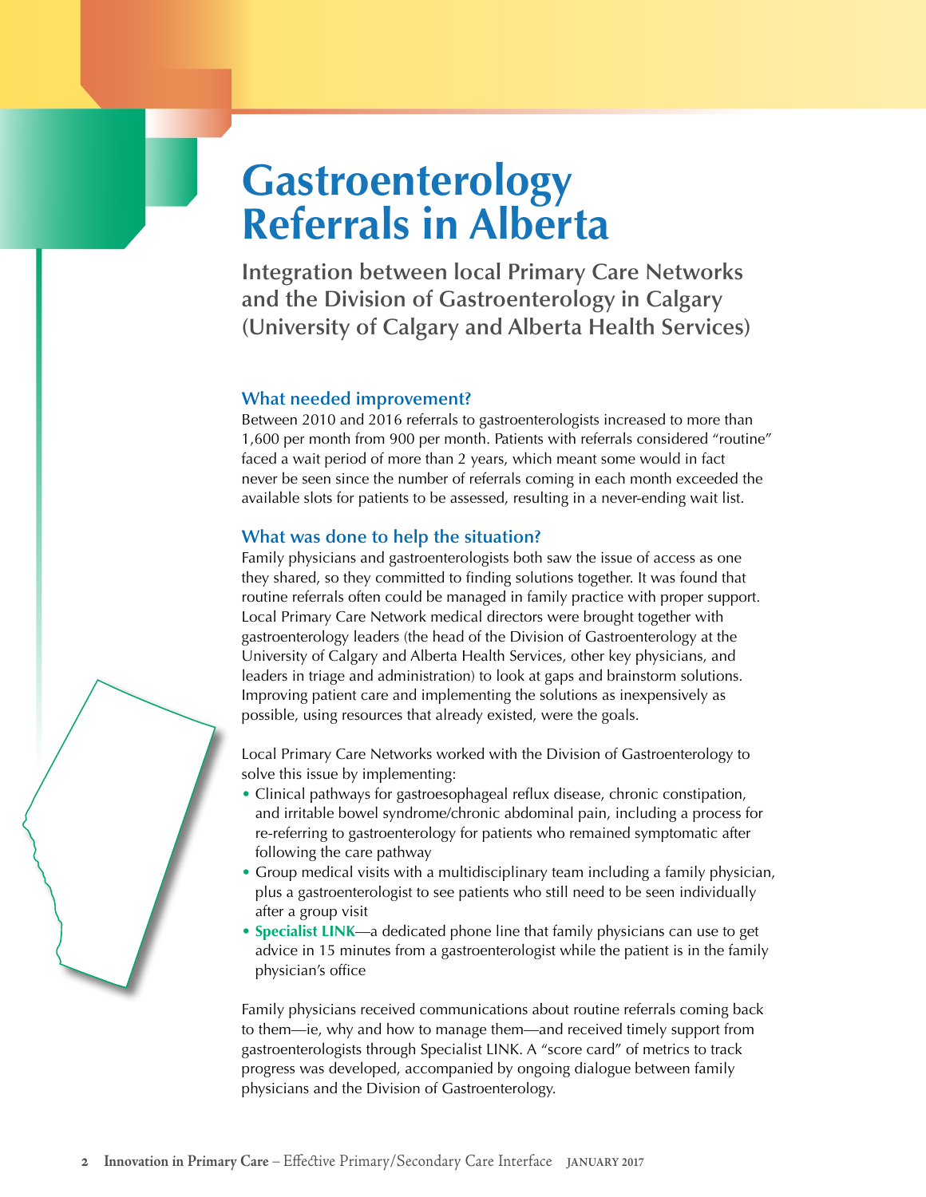# Gastroenterology Referrals in Alberta

## Integration between local Primary Care Networks and the Division of Gastroenterology in Calgary (University of Calgary and Alberta Health Services)

### What needed improvement?

Between 2010 and 2016 referrals to gastroenterologists increased to more than 1,600 per month from 900 per month. Patients with referrals considered "routine" faced a wait period of more than 2 years, which meant some would in fact never be seen since the number of referrals coming in each month exceeded the available slots for patients to be assessed, resulting in a never-ending wait list.

### What was done to help the situation?

Family physicians and gastroenterologists both saw the issue of access as one they shared, so they committed to finding solutions together. It was found that routine referrals often could be managed in family practice with proper support. Local Primary Care Network medical directors were brought together with gastroenterology leaders (the head of the Division of Gastroenterology at the University of Calgary and Alberta Health Services, other key physicians, and leaders in triage and administration) to look at gaps and brainstorm solutions. Improving patient care and implementing the solutions as inexpensively as possible, using resources that already existed, were the goals.

Local Primary Care Networks worked with the Division of Gastroenterology to solve this issue by implementing:

- Clinical pathways for gastroesophageal reflux disease, chronic constipation, and irritable bowel syndrome/chronic abdominal pain, including a process for re-referring to gastroenterology for patients who remained symptomatic after following the care pathway
- Group medical visits with a multidisciplinary team including a family physician, plus a gastroenterologist to see patients who still need to be seen individually after a group visit
- **Specialist LINK**—a dedicated phone line that family physicians can use to get advice in 15 minutes from a gastroenterologist while the patient is in the family physician's office

Family physicians received communications about routine referrals coming back to them—ie, why and how to manage them—and received timely support from gastroenterologists through Specialist LINK. A "score card" of metrics to track progress was developed, accompanied by ongoing dialogue between family physicians and the Division of Gastroenterology.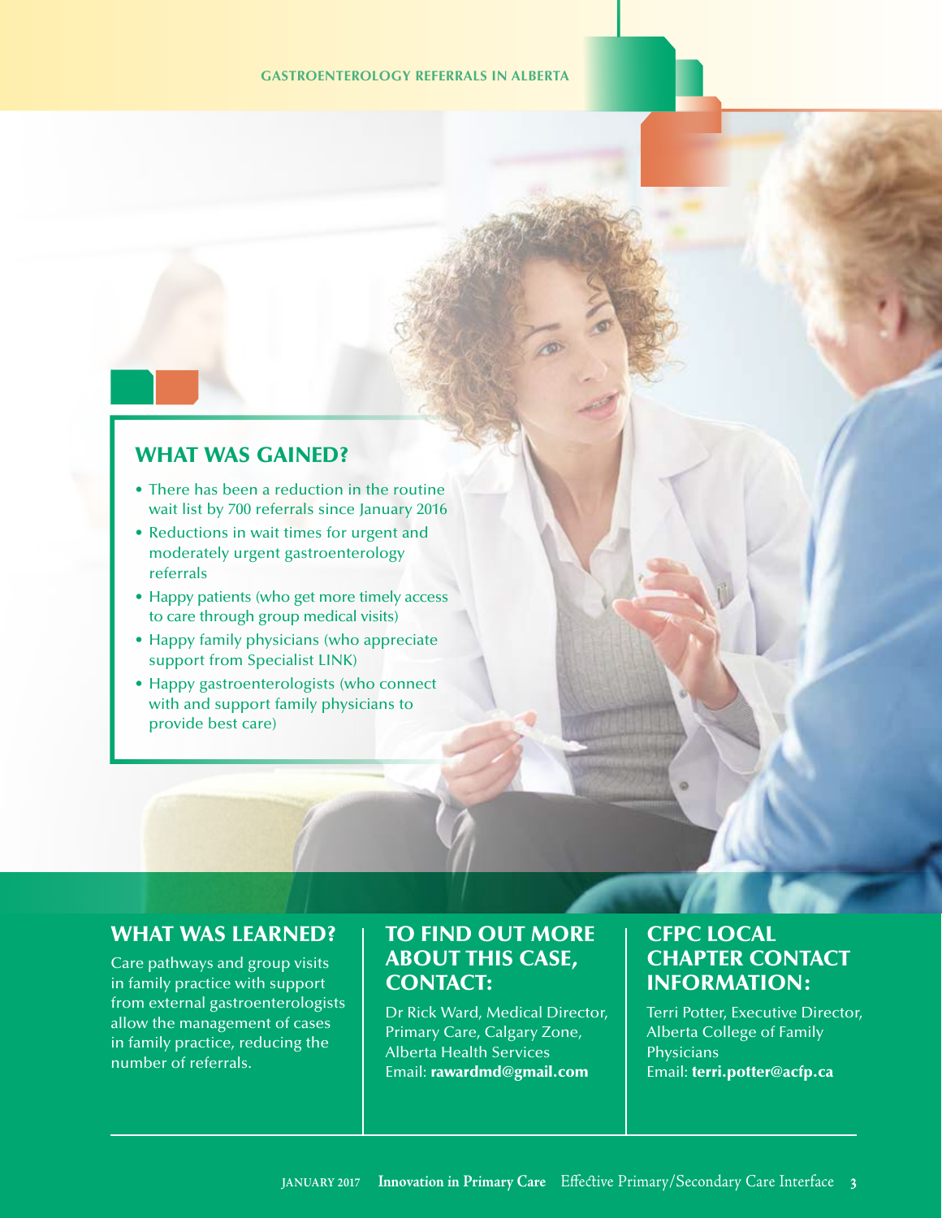## WHAT WAS GAINED?

- There has been a reduction in the routine wait list by 700 referrals since January 2016
- Reductions in wait times for urgent and moderately urgent gastroenterology referrals
- Happy patients (who get more timely access to care through group medical visits)
- Happy family physicians (who appreciate support from Specialist LINK)
- Happy gastroenterologists (who connect with and support family physicians to provide best care)

## WHAT WAS LEARNED?

Care pathways and group visits in family practice with support from external gastroenterologists allow the management of cases in family practice, reducing the number of referrals.

## TO FIND OUT MORE ABOUT THIS CASE, CONTACT:

Dr Rick Ward, Medical Director, Primary Care, Calgary Zone, Alberta Health Services
Email: **rawardmd@gmail.com**

## CFPC LOCAL CHAPTER CONTACT INFORMATION:

Terri Potter, Executive Director, Alberta College of Family Physicians
Email: **terri.potter@acfp.ca**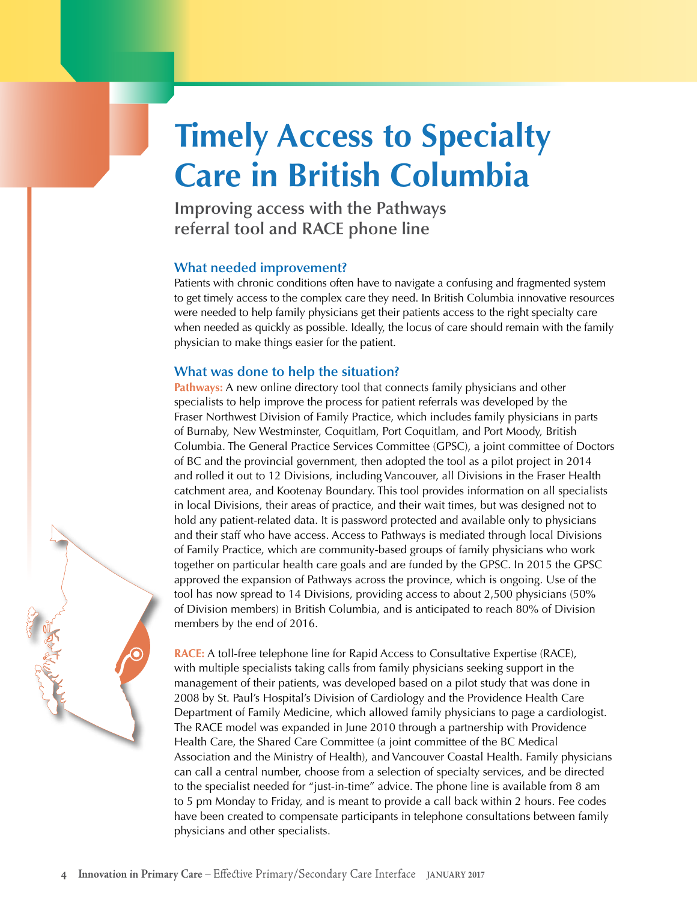# Timely Access to Specialty Care in British Columbia

## Improving access with the Pathways referral tool and RACE phone line

### What needed improvement?

Patients with chronic conditions often have to navigate a confusing and fragmented system to get timely access to the complex care they need. In British Columbia innovative resources were needed to help family physicians get their patients access to the right specialty care when needed as quickly as possible. Ideally, the locus of care should remain with the family physician to make things easier for the patient.

### What was done to help the situation?

**Pathways:** A new online directory tool that connects family physicians and other specialists to help improve the process for patient referrals was developed by the Fraser Northwest Division of Family Practice, which includes family physicians in parts of Burnaby, New Westminster, Coquitlam, Port Coquitlam, and Port Moody, British Columbia. The General Practice Services Committee (GPSC), a joint committee of Doctors of BC and the provincial government, then adopted the tool as a pilot project in 2014 and rolled it out to 12 Divisions, including Vancouver, all Divisions in the Fraser Health catchment area, and Kootenay Boundary. This tool provides information on all specialists in local Divisions, their areas of practice, and their wait times, but was designed not to hold any patient-related data. It is password protected and available only to physicians and their staff who have access. Access to Pathways is mediated through local Divisions of Family Practice, which are community-based groups of family physicians who work together on particular health care goals and are funded by the GPSC. In 2015 the GPSC approved the expansion of Pathways across the province, which is ongoing. Use of the tool has now spread to 14 Divisions, providing access to about 2,500 physicians (50% of Division members) in British Columbia, and is anticipated to reach 80% of Division members by the end of 2016.

**RACE:** A toll-free telephone line for Rapid Access to Consultative Expertise (RACE), with multiple specialists taking calls from family physicians seeking support in the management of their patients, was developed based on a pilot study that was done in 2008 by St. Paul's Hospital's Division of Cardiology and the Providence Health Care Department of Family Medicine, which allowed family physicians to page a cardiologist. The RACE model was expanded in June 2010 through a partnership with Providence Health Care, the Shared Care Committee (a joint committee of the BC Medical Association and the Ministry of Health), and Vancouver Coastal Health. Family physicians can call a central number, choose from a selection of specialty services, and be directed to the specialist needed for "just-in-time" advice. The phone line is available from 8 am to 5 pm Monday to Friday, and is meant to provide a call back within 2 hours. Fee codes have been created to compensate participants in telephone consultations between family physicians and other specialists.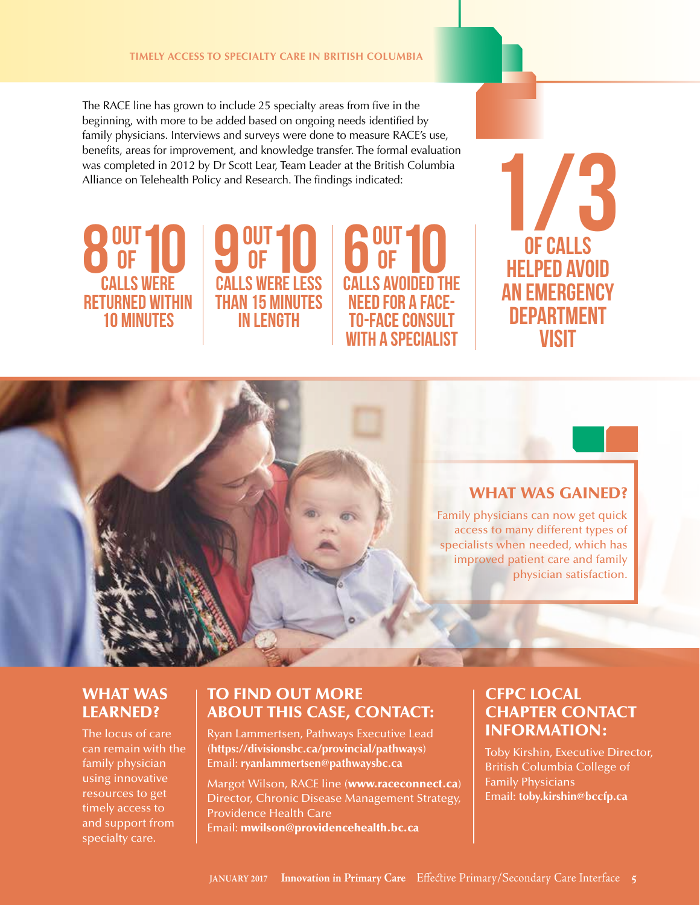The RACE line has grown to include 25 specialty areas from five in the beginning, with more to be added based on ongoing needs identified by family physicians. Interviews and surveys were done to measure RACE's use, benefits, areas for improvement, and knowledge transfer. The formal evaluation was completed in 2012 by Dr Scott Lear, Team Leader at the British Columbia Alliance on Telehealth Policy and Research. The findings indicated:

**8 OUT OF 10** CALLS WERE RETURNED WITHIN 10 MINUTES

**9 OUT OF 10** CALLS WERE LESS THAN 15 MINUTES IN LENGTH

**6 OUT OF 10** CALLS AVOIDED THE NEED FOR A FACE-TO-FACE CONSULT WITH A SPECIALIST

**1/3** OF CALLS HELPED AVOID AN EMERGENCY DEPARTMENT VISIT

## WHAT WAS GAINED?

Family physicians can now get quick access to many different types of specialists when needed, which has improved patient care and family physician satisfaction.

## WHAT WAS LEARNED?

The locus of care can remain with the family physician using innovative resources to get timely access to and support from specialty care.

## TO FIND OUT MORE ABOUT THIS CASE, CONTACT:

Ryan Lammertsen, Pathways Executive Lead (**https://divisionsbc.ca/provincial/pathways**)
Email: **ryanlammertsen@pathwaysbc.ca**

Margot Wilson, RACE line (**www.raceconnect.ca**)
Director, Chronic Disease Management Strategy, Providence Health Care
Email: **mwilson@providencehealth.bc.ca**

## CFPC LOCAL CHAPTER CONTACT INFORMATION:

Toby Kirshin, Executive Director, British Columbia College of Family Physicians
Email: **toby.kirshin@bccfp.ca**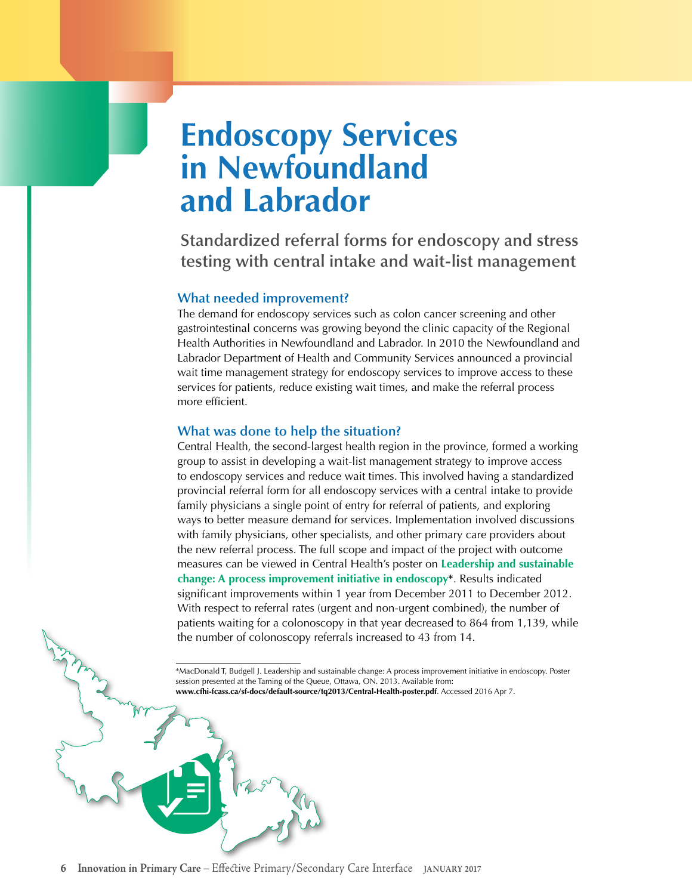# Endoscopy Services in Newfoundland and Labrador

## Standardized referral forms for endoscopy and stress testing with central intake and wait-list management

### What needed improvement?

The demand for endoscopy services such as colon cancer screening and other gastrointestinal concerns was growing beyond the clinic capacity of the Regional Health Authorities in Newfoundland and Labrador. In 2010 the Newfoundland and Labrador Department of Health and Community Services announced a provincial wait time management strategy for endoscopy services to improve access to these services for patients, reduce existing wait times, and make the referral process more efficient.

### What was done to help the situation?

Central Health, the second-largest health region in the province, formed a working group to assist in developing a wait-list management strategy to improve access to endoscopy services and reduce wait times. This involved having a standardized provincial referral form for all endoscopy services with a central intake to provide family physicians a single point of entry for referral of patients, and exploring ways to better measure demand for services. Implementation involved discussions with family physicians, other specialists, and other primary care providers about the new referral process. The full scope and impact of the project with outcome measures can be viewed in Central Health's poster on **Leadership and sustainable change: A process improvement initiative in endoscopy***. Results indicated significant improvements within 1 year from December 2011 to December 2012. With respect to referral rates (urgent and non-urgent combined), the number of patients waiting for a colonoscopy in that year decreased to 864 from 1,139, while the number of colonoscopy referrals increased to 43 from 14.

*MacDonald T, Budgell J. Leadership and sustainable change: A process improvement initiative in endoscopy. Poster session presented at the Taming of the Queue, Ottawa, ON. 2013. Available from: **www.cfhi-fcass.ca/sf-docs/default-source/tq2013/Central-Health-poster.pdf**. Accessed 2016 Apr 7.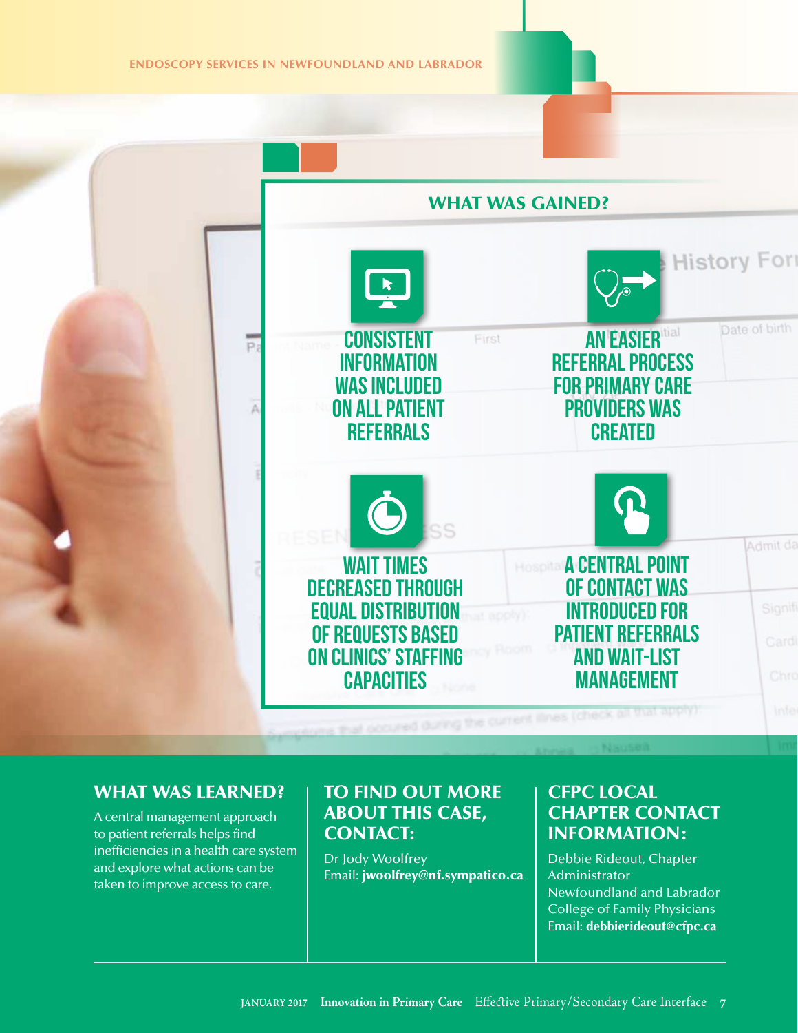## WHAT WAS GAINED?

- CONSISTENT INFORMATION WAS INCLUDED ON ALL PATIENT REFERRALS
- AN EASIER REFERRAL PROCESS FOR PRIMARY CARE PROVIDERS WAS CREATED
- WAIT TIMES DECREASED THROUGH EQUAL DISTRIBUTION OF REQUESTS BASED ON CLINICS' STAFFING CAPACITIES
- A CENTRAL POINT OF CONTACT WAS INTRODUCED FOR PATIENT REFERRALS AND WAIT-LIST MANAGEMENT

## WHAT WAS LEARNED?

A central management approach to patient referrals helps find inefficiencies in a health care system and explore what actions can be taken to improve access to care.

## TO FIND OUT MORE ABOUT THIS CASE, CONTACT:

Dr Jody Woolfrey
Email: **jwoolfrey@nf.sympatico.ca**

## CFPC LOCAL CHAPTER CONTACT INFORMATION:

Debbie Rideout, Chapter Administrator
Newfoundland and Labrador College of Family Physicians
Email: **debbierideout@cfpc.ca**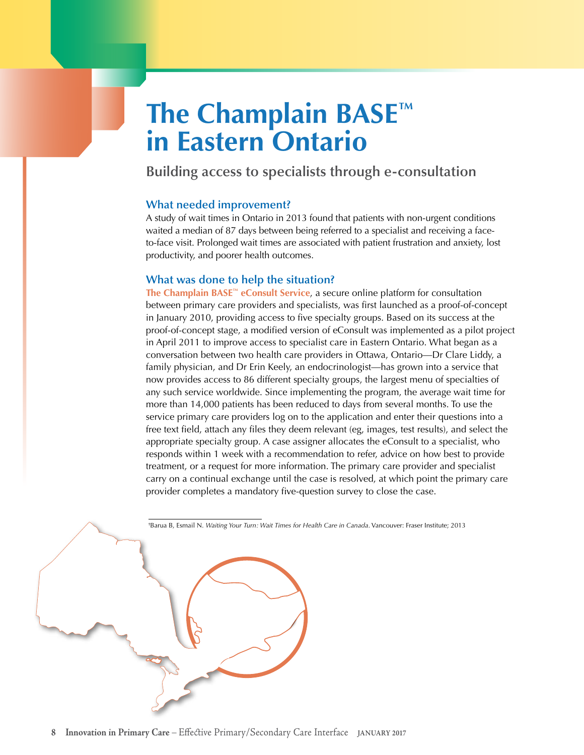# The Champlain BASE™ in Eastern Ontario

## Building access to specialists through e-consultation

### What needed improvement?

A study of wait times in Ontario in 2013 found that patients with non-urgent conditions waited a median of 87 days between being referred to a specialist and receiving a face-to-face visit. Prolonged wait times are associated with patient frustration and anxiety, lost productivity, and poorer health outcomes.

### What was done to help the situation?

**The Champlain BASE™ eConsult Service**, a secure online platform for consultation between primary care providers and specialists, was first launched as a proof-of-concept in January 2010, providing access to five specialty groups. Based on its success at the proof-of-concept stage, a modified version of eConsult was implemented as a pilot project in April 2011 to improve access to specialist care in Eastern Ontario. What began as a conversation between two health care providers in Ottawa, Ontario—Dr Clare Liddy, a family physician, and Dr Erin Keely, an endocrinologist—has grown into a service that now provides access to 86 different specialty groups, the largest menu of specialties of any such service worldwide. Since implementing the program, the average wait time for more than 14,000 patients has been reduced to days from several months. To use the service primary care providers log on to the application and enter their questions into a free text field, attach any files they deem relevant (eg, images, test results), and select the appropriate specialty group. A case assigner allocates the eConsult to a specialist, who responds within 1 week with a recommendation to refer, advice on how best to provide treatment, or a request for more information. The primary care provider and specialist carry on a continual exchange until the case is resolved, at which point the primary care provider completes a mandatory five-question survey to close the case.

---

†Barua B, Esmail N. *Waiting Your Turn: Wait Times for Health Care in Canada*. Vancouver: Fraser Institute; 2013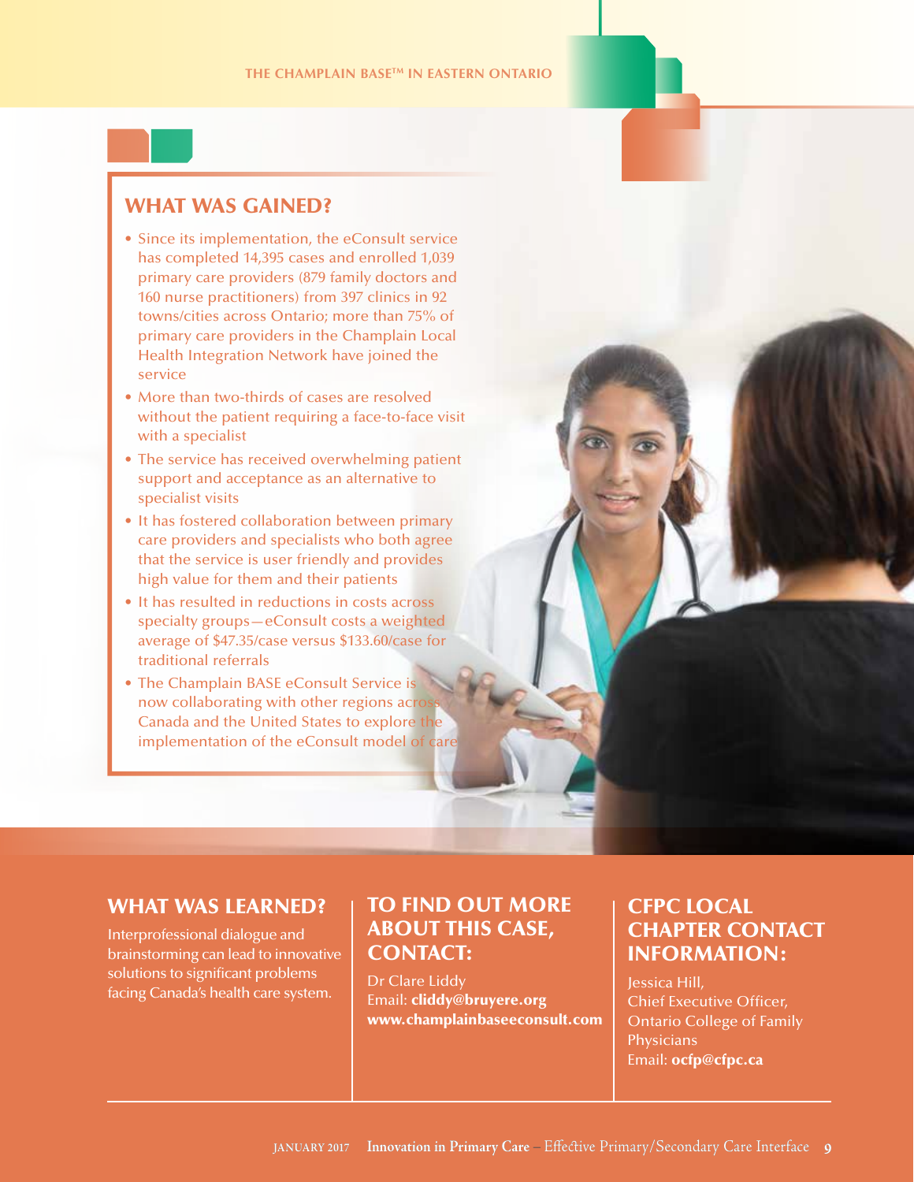## WHAT WAS GAINED?

- Since its implementation, the eConsult service has completed 14,395 cases and enrolled 1,039 primary care providers (879 family doctors and 160 nurse practitioners) from 397 clinics in 92 towns/cities across Ontario; more than 75% of primary care providers in the Champlain Local Health Integration Network have joined the service
- More than two-thirds of cases are resolved without the patient requiring a face-to-face visit with a specialist
- The service has received overwhelming patient support and acceptance as an alternative to specialist visits
- It has fostered collaboration between primary care providers and specialists who both agree that the service is user friendly and provides high value for them and their patients
- It has resulted in reductions in costs across specialty groups—eConsult costs a weighted average of $47.35/case versus $133.60/case for traditional referrals
- The Champlain BASE eConsult Service is now collaborating with other regions across Canada and the United States to explore the implementation of the eConsult model of care

## WHAT WAS LEARNED?

Interprofessional dialogue and brainstorming can lead to innovative solutions to significant problems facing Canada's health care system.

## TO FIND OUT MORE ABOUT THIS CASE, CONTACT:

Dr Clare Liddy
Email: **cliddy@bruyere.org**
**www.champlainbaseeconsult.com**

## CFPC LOCAL CHAPTER CONTACT INFORMATION:

Jessica Hill,
Chief Executive Officer,
Ontario College of Family Physicians
Email: **ocfp@cfpc.ca**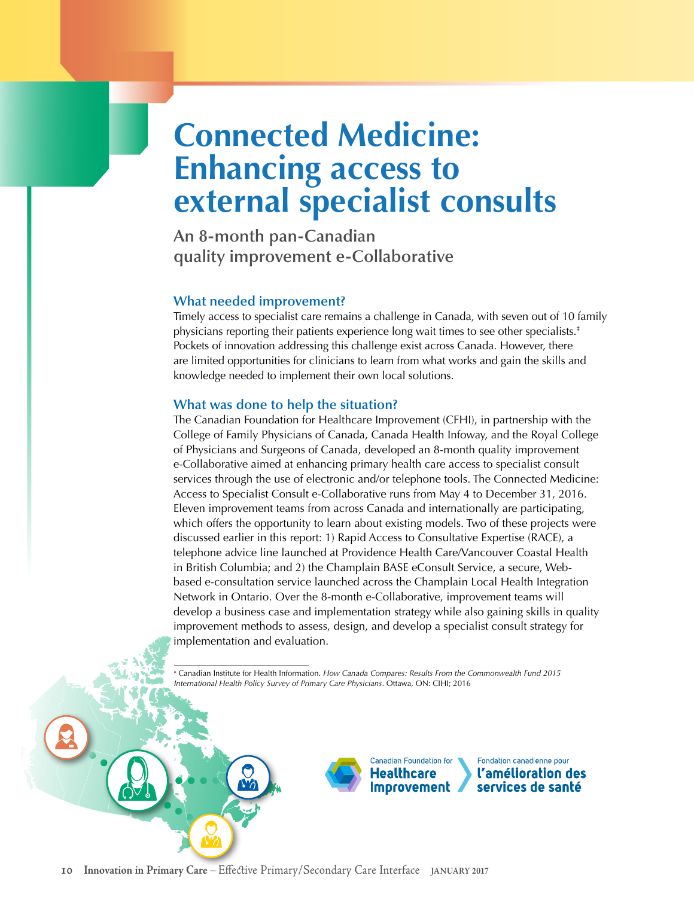# Connected Medicine: Enhancing access to external specialist consults

## An 8-month pan-Canadian quality improvement e-Collaborative

### What needed improvement?

Timely access to specialist care remains a challenge in Canada, with seven out of 10 family physicians reporting their patients experience long wait times to see other specialists.[‡] Pockets of innovation addressing this challenge exist across Canada. However, there are limited opportunities for clinicians to learn from what works and gain the skills and knowledge needed to implement their own local solutions.

### What was done to help the situation?

The Canadian Foundation for Healthcare Improvement (CFHI), in partnership with the College of Family Physicians of Canada, Canada Health Infoway, and the Royal College of Physicians and Surgeons of Canada, developed an 8-month quality improvement e-Collaborative aimed at enhancing primary health care access to specialist consult services through the use of electronic and/or telephone tools. The Connected Medicine: Access to Specialist Consult e-Collaborative runs from May 4 to December 31, 2016. Eleven improvement teams from across Canada and internationally are participating, which offers the opportunity to learn about existing models. Two of these projects were discussed earlier in this report: 1) Rapid Access to Consultative Expertise (RACE), a telephone advice line launched at Providence Health Care/Vancouver Coastal Health in British Columbia; and 2) the Champlain BASE eConsult Service, a secure, Web-based e-consultation service launched across the Champlain Local Health Integration Network in Ontario. Over the 8-month e-Collaborative, improvement teams will develop a business case and implementation strategy while also gaining skills in quality improvement methods to assess, design, and develop a specialist consult strategy for implementation and evaluation.

‡ Canadian Institute for Health Information. *How Canada Compares: Results From the Commonwealth Fund 2015 International Health Policy Survey of Primary Care Physicians*. Ottawa, ON: CIHI; 2016

Canadian Foundation for Healthcare Improvement | Fondation canadienne pour l'amélioration des services de santé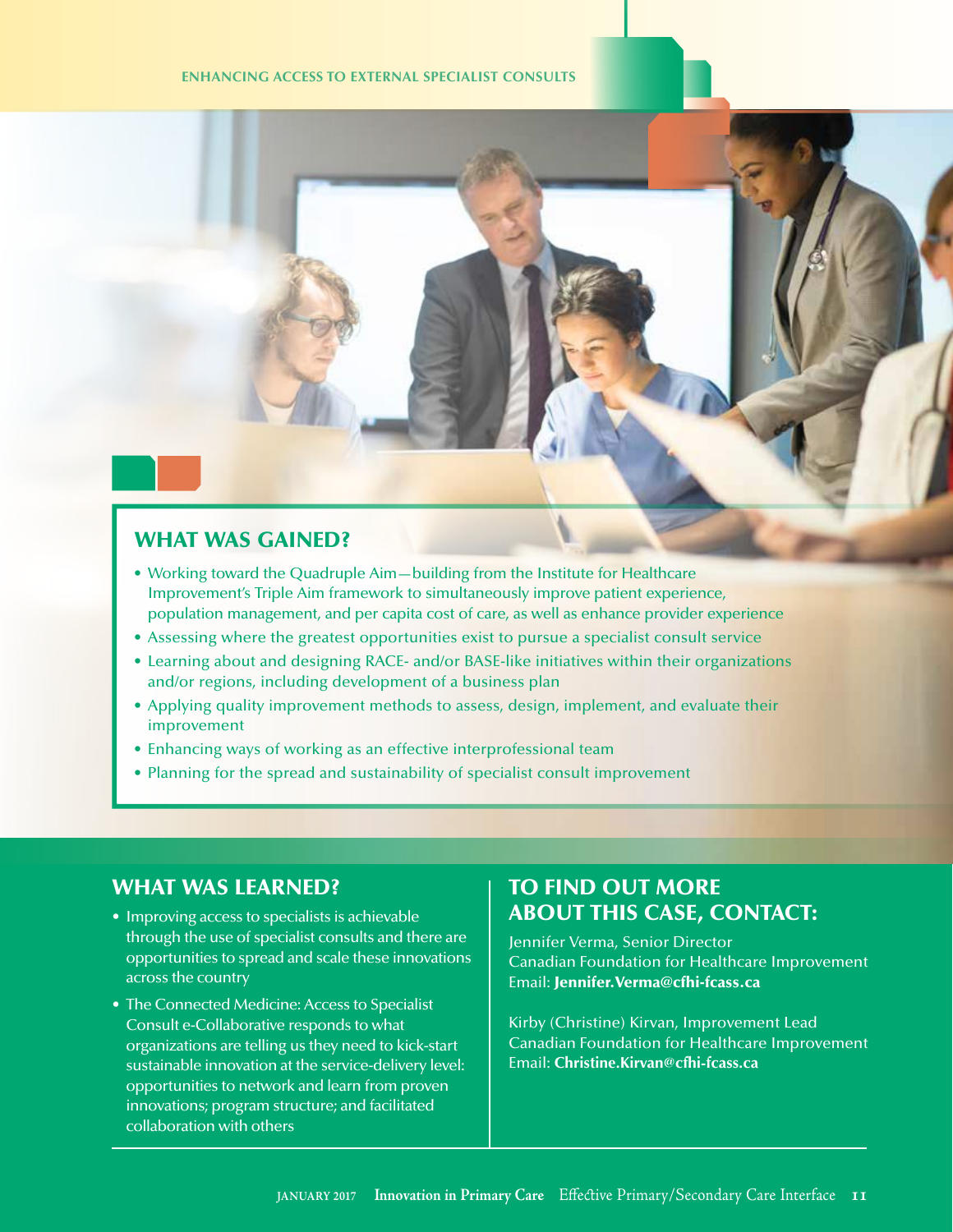## WHAT WAS GAINED?

- Working toward the Quadruple Aim—building from the Institute for Healthcare Improvement's Triple Aim framework to simultaneously improve patient experience, population management, and per capita cost of care, as well as enhance provider experience
- Assessing where the greatest opportunities exist to pursue a specialist consult service
- Learning about and designing RACE- and/or BASE-like initiatives within their organizations and/or regions, including development of a business plan
- Applying quality improvement methods to assess, design, implement, and evaluate their improvement
- Enhancing ways of working as an effective interprofessional team
- Planning for the spread and sustainability of specialist consult improvement

## WHAT WAS LEARNED?

- Improving access to specialists is achievable through the use of specialist consults and there are opportunities to spread and scale these innovations across the country
- The Connected Medicine: Access to Specialist Consult e-Collaborative responds to what organizations are telling us they need to kick-start sustainable innovation at the service-delivery level: opportunities to network and learn from proven innovations; program structure; and facilitated collaboration with others

## TO FIND OUT MORE ABOUT THIS CASE, CONTACT:

Jennifer Verma, Senior Director
Canadian Foundation for Healthcare Improvement
Email: **Jennifer.Verma@cfhi-fcass.ca**

Kirby (Christine) Kirvan, Improvement Lead
Canadian Foundation for Healthcare Improvement
Email: **Christine.Kirvan@cfhi-fcass.ca**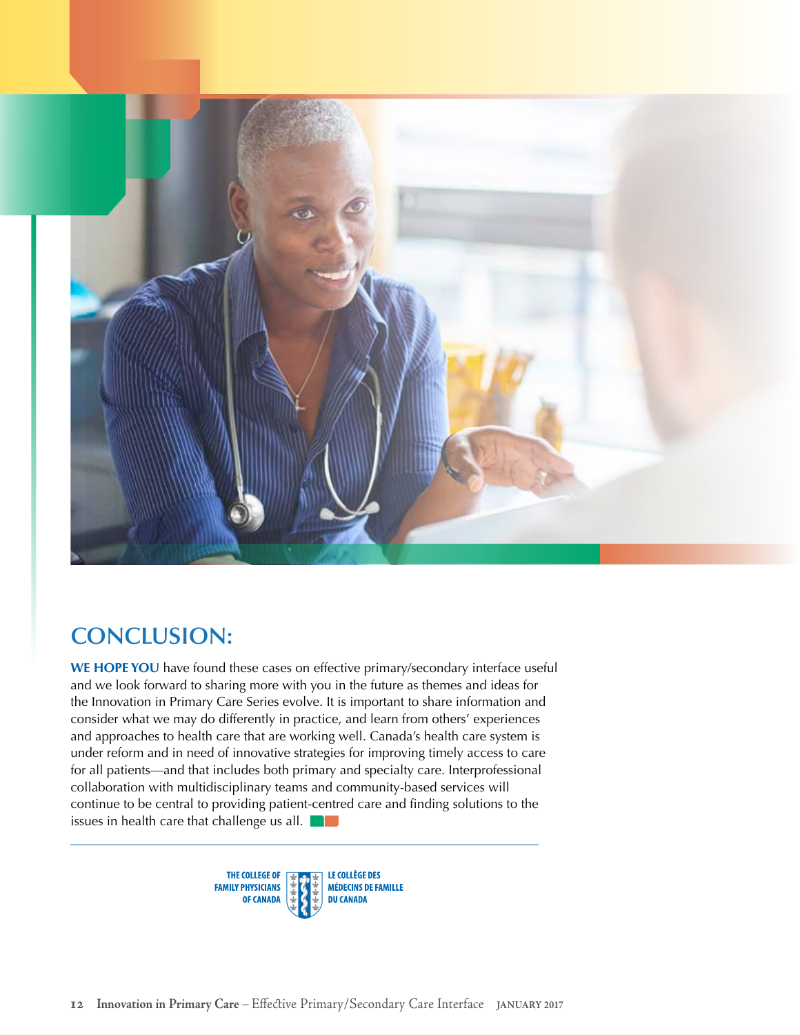## CONCLUSION:

**WE HOPE YOU** have found these cases on effective primary/secondary interface useful and we look forward to sharing more with you in the future as themes and ideas for the Innovation in Primary Care Series evolve. It is important to share information and consider what we may do differently in practice, and learn from others' experiences and approaches to health care that are working well. Canada's health care system is under reform and in need of innovative strategies for improving timely access to care for all patients—and that includes both primary and specialty care. Interprofessional collaboration with multidisciplinary teams and community-based services will continue to be central to providing patient-centred care and finding solutions to the issues in health care that challenge us all.

THE COLLEGE OF FAMILY PHYSICIANS OF CANADA
LE COLLÈGE DES MÉDECINS DE FAMILLE DU CANADA